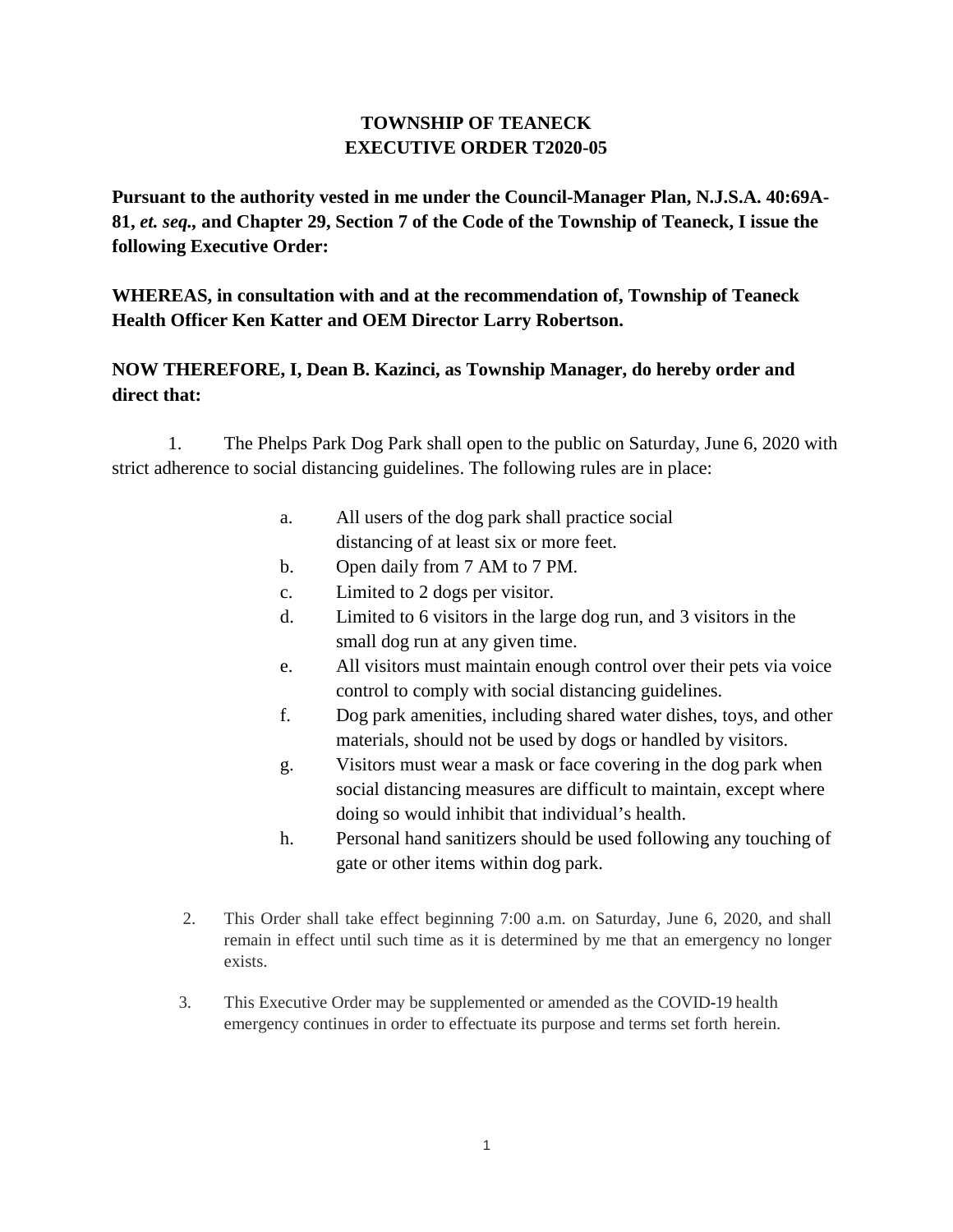# TOWNSHIP OF TEANECK
# EXECUTIVE ORDER T2020-05

**Pursuant to the authority vested in me under the Council-Manager Plan, N.J.S.A. 40:69A-81, *et. seq.*, and Chapter 29, Section 7 of the Code of the Township of Teaneck, I issue the following Executive Order:**

**WHEREAS, in consultation with and at the recommendation of, Township of Teaneck Health Officer Ken Katter and OEM Director Larry Robertson.**

**NOW THEREFORE, I, Dean B. Kazinci, as Township Manager, do hereby order and direct that:**

1. The Phelps Park Dog Park shall open to the public on Saturday, June 6, 2020 with strict adherence to social distancing guidelines. The following rules are in place:

   a. All users of the dog park shall practice social distancing of at least six or more feet.
   b. Open daily from 7 AM to 7 PM.
   c. Limited to 2 dogs per visitor.
   d. Limited to 6 visitors in the large dog run, and 3 visitors in the small dog run at any given time.
   e. All visitors must maintain enough control over their pets via voice control to comply with social distancing guidelines.
   f. Dog park amenities, including shared water dishes, toys, and other materials, should not be used by dogs or handled by visitors.
   g. Visitors must wear a mask or face covering in the dog park when social distancing measures are difficult to maintain, except where doing so would inhibit that individual's health.
   h. Personal hand sanitizers should be used following any touching of gate or other items within dog park.

2. This Order shall take effect beginning 7:00 a.m. on Saturday, June 6, 2020, and shall remain in effect until such time as it is determined by me that an emergency no longer exists.

3. This Executive Order may be supplemented or amended as the COVID-19 health emergency continues in order to effectuate its purpose and terms set forth herein.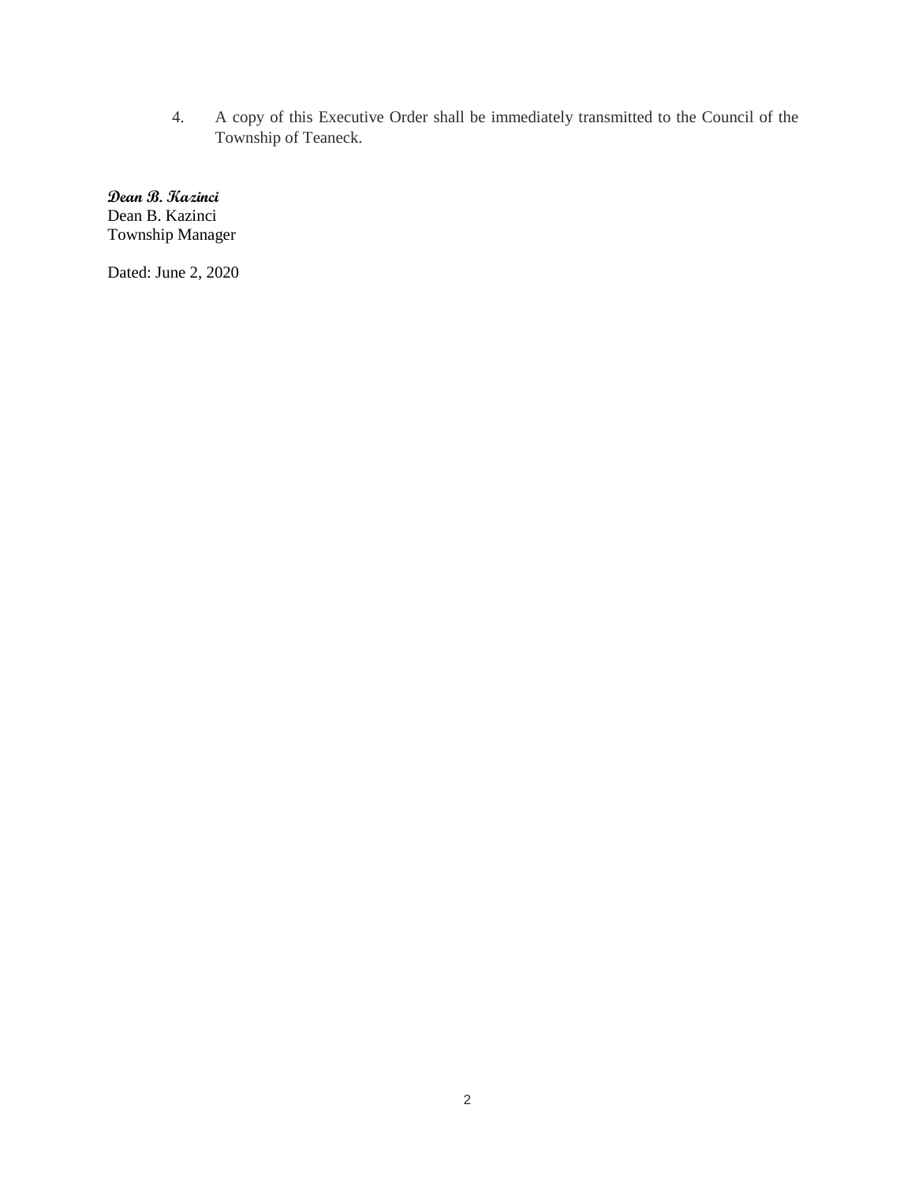4. A copy of this Executive Order shall be immediately transmitted to the Council of the Township of Teaneck.

***Dean B. Kazinci***
Dean B. Kazinci
Township Manager

Dated: June 2, 2020